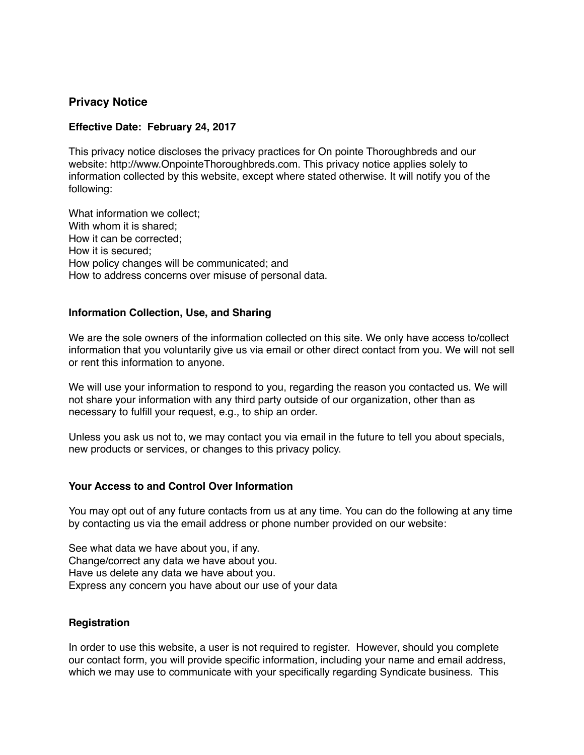## Privacy Notice

**Effective Date: February 24, 2017**

This privacy notice discloses the privacy practices for On pointe Thoroughbreds and our website: http://www.OnpointeThoroughbreds.com. This privacy notice applies solely to information collected by this website, except where stated otherwise. It will notify you of the following:

What information we collect;
With whom it is shared;
How it can be corrected;
How it is secured;
How policy changes will be communicated; and
How to address concerns over misuse of personal data.

### Information Collection, Use, and Sharing

We are the sole owners of the information collected on this site. We only have access to/collect information that you voluntarily give us via email or other direct contact from you. We will not sell or rent this information to anyone.

We will use your information to respond to you, regarding the reason you contacted us. We will not share your information with any third party outside of our organization, other than as necessary to fulfill your request, e.g., to ship an order.

Unless you ask us not to, we may contact you via email in the future to tell you about specials, new products or services, or changes to this privacy policy.

### Your Access to and Control Over Information

You may opt out of any future contacts from us at any time. You can do the following at any time by contacting us via the email address or phone number provided on our website:

See what data we have about you, if any.
Change/correct any data we have about you.
Have us delete any data we have about you.
Express any concern you have about our use of your data

### Registration

In order to use this website, a user is not required to register. However, should you complete our contact form, you will provide specific information, including your name and email address, which we may use to communicate with your specifically regarding Syndicate business. This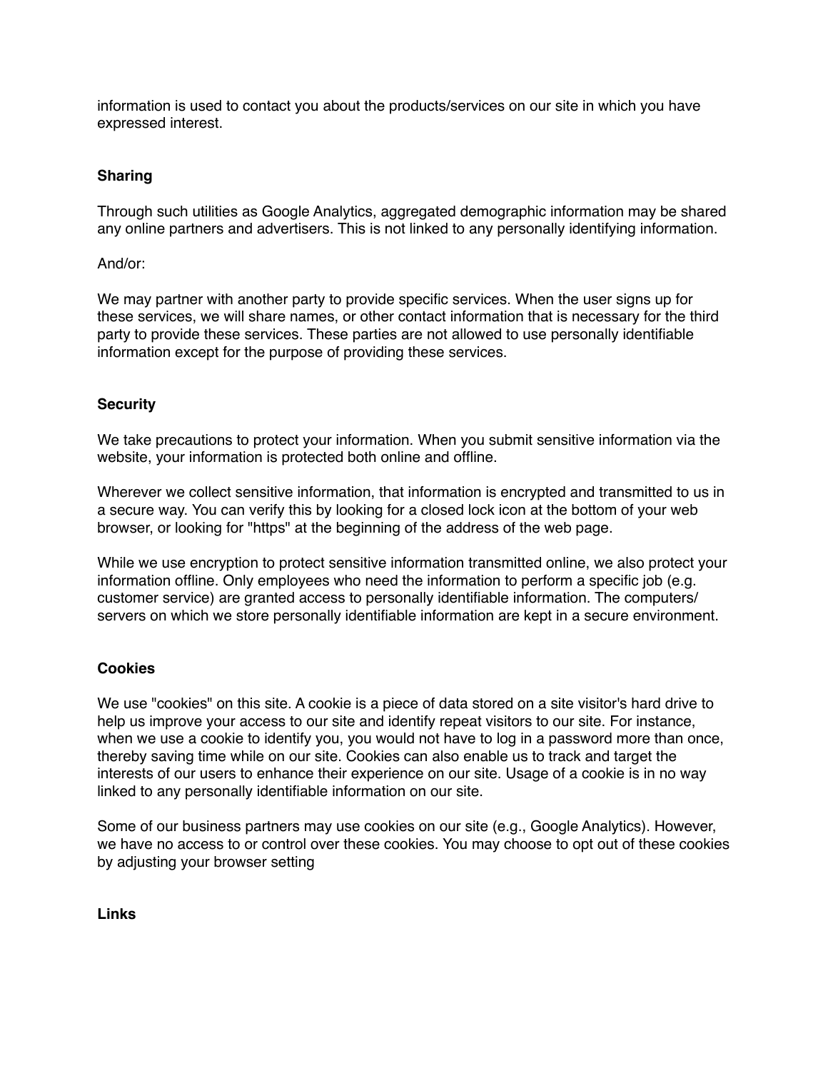information is used to contact you about the products/services on our site in which you have expressed interest.

**Sharing**

Through such utilities as Google Analytics, aggregated demographic information may be shared any online partners and advertisers. This is not linked to any personally identifying information.

And/or:

We may partner with another party to provide specific services. When the user signs up for these services, we will share names, or other contact information that is necessary for the third party to provide these services. These parties are not allowed to use personally identifiable information except for the purpose of providing these services.

**Security**

We take precautions to protect your information. When you submit sensitive information via the website, your information is protected both online and offline.

Wherever we collect sensitive information, that information is encrypted and transmitted to us in a secure way. You can verify this by looking for a closed lock icon at the bottom of your web browser, or looking for "https" at the beginning of the address of the web page.

While we use encryption to protect sensitive information transmitted online, we also protect your information offline. Only employees who need the information to perform a specific job (e.g. customer service) are granted access to personally identifiable information. The computers/servers on which we store personally identifiable information are kept in a secure environment.

**Cookies**

We use "cookies" on this site. A cookie is a piece of data stored on a site visitor's hard drive to help us improve your access to our site and identify repeat visitors to our site. For instance, when we use a cookie to identify you, you would not have to log in a password more than once, thereby saving time while on our site. Cookies can also enable us to track and target the interests of our users to enhance their experience on our site. Usage of a cookie is in no way linked to any personally identifiable information on our site.

Some of our business partners may use cookies on our site (e.g., Google Analytics). However, we have no access to or control over these cookies. You may choose to opt out of these cookies by adjusting your browser setting

**Links**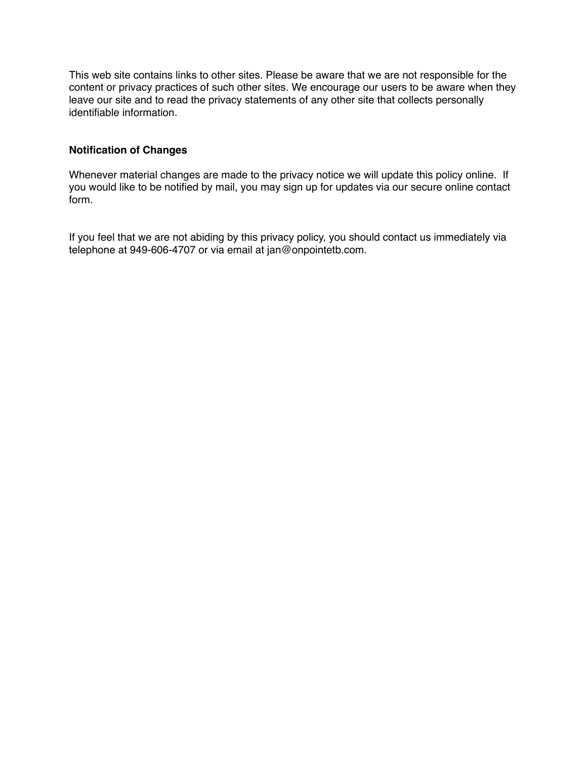This web site contains links to other sites. Please be aware that we are not responsible for the content or privacy practices of such other sites. We encourage our users to be aware when they leave our site and to read the privacy statements of any other site that collects personally identifiable information.

**Notification of Changes**

Whenever material changes are made to the privacy notice we will update this policy online. If you would like to be notified by mail, you may sign up for updates via our secure online contact form.

If you feel that we are not abiding by this privacy policy, you should contact us immediately via telephone at 949-606-4707 or via email at jan@onpointetb.com.